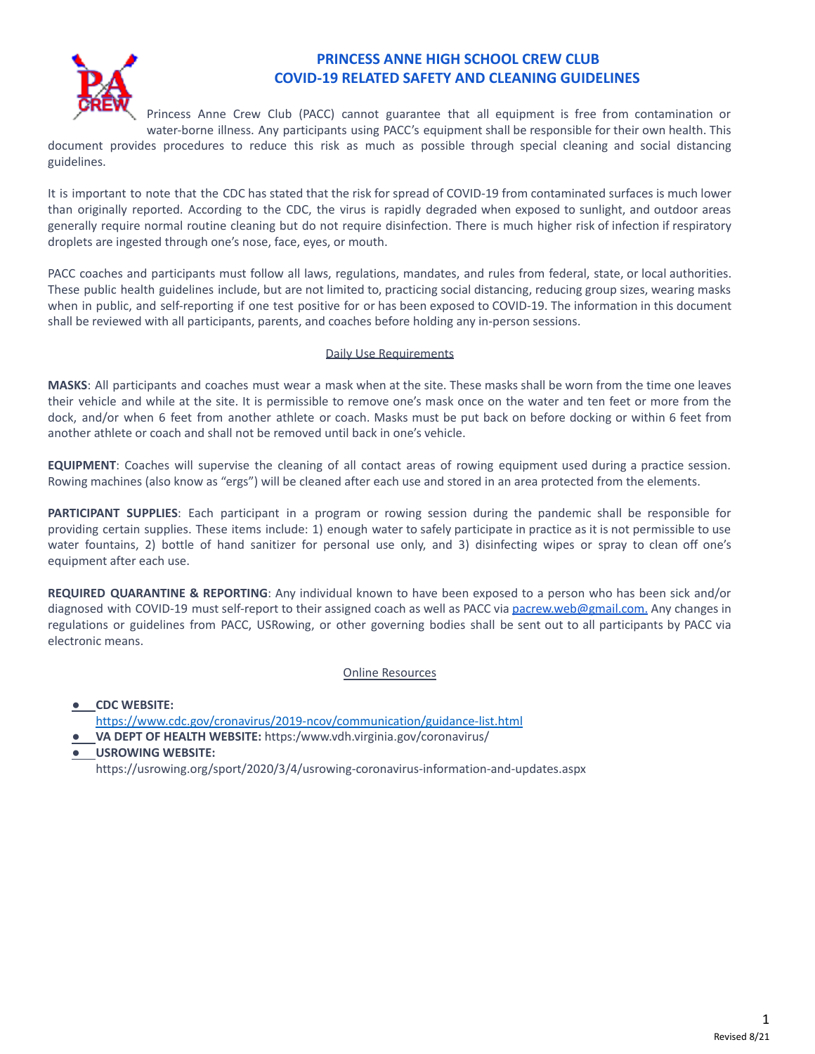# PRINCESS ANNE HIGH SCHOOL CREW CLUB
# COVID-19 RELATED SAFETY AND CLEANING GUIDELINES

Princess Anne Crew Club (PACC) cannot guarantee that all equipment is free from contamination or water-borne illness. Any participants using PACC's equipment shall be responsible for their own health. This document provides procedures to reduce this risk as much as possible through special cleaning and social distancing guidelines.

It is important to note that the CDC has stated that the risk for spread of COVID-19 from contaminated surfaces is much lower than originally reported. According to the CDC, the virus is rapidly degraded when exposed to sunlight, and outdoor areas generally require normal routine cleaning but do not require disinfection. There is much higher risk of infection if respiratory droplets are ingested through one's nose, face, eyes, or mouth.

PACC coaches and participants must follow all laws, regulations, mandates, and rules from federal, state, or local authorities. These public health guidelines include, but are not limited to, practicing social distancing, reducing group sizes, wearing masks when in public, and self-reporting if one test positive for or has been exposed to COVID-19. The information in this document shall be reviewed with all participants, parents, and coaches before holding any in-person sessions.

## Daily Use Requirements

**MASKS**: All participants and coaches must wear a mask when at the site. These masks shall be worn from the time one leaves their vehicle and while at the site. It is permissible to remove one's mask once on the water and ten feet or more from the dock, and/or when 6 feet from another athlete or coach. Masks must be put back on before docking or within 6 feet from another athlete or coach and shall not be removed until back in one's vehicle.

**EQUIPMENT**: Coaches will supervise the cleaning of all contact areas of rowing equipment used during a practice session. Rowing machines (also know as "ergs") will be cleaned after each use and stored in an area protected from the elements.

**PARTICIPANT SUPPLIES**: Each participant in a program or rowing session during the pandemic shall be responsible for providing certain supplies. These items include: 1) enough water to safely participate in practice as it is not permissible to use water fountains, 2) bottle of hand sanitizer for personal use only, and 3) disinfecting wipes or spray to clean off one's equipment after each use.

**REQUIRED QUARANTINE & REPORTING**: Any individual known to have been exposed to a person who has been sick and/or diagnosed with COVID-19 must self-report to their assigned coach as well as PACC via pacrew.web@gmail.com. Any changes in regulations or guidelines from PACC, USRowing, or other governing bodies shall be sent out to all participants by PACC via electronic means.

## Online Resources

- **CDC WEBSITE:** https://www.cdc.gov/cronavirus/2019-ncov/communication/guidance-list.html
- **VA DEPT OF HEALTH WEBSITE:** https:/www.vdh.virginia.gov/coronavirus/
- **USROWING WEBSITE:** https://usrowing.org/sport/2020/3/4/usrowing-coronavirus-information-and-updates.aspx

Revised 8/21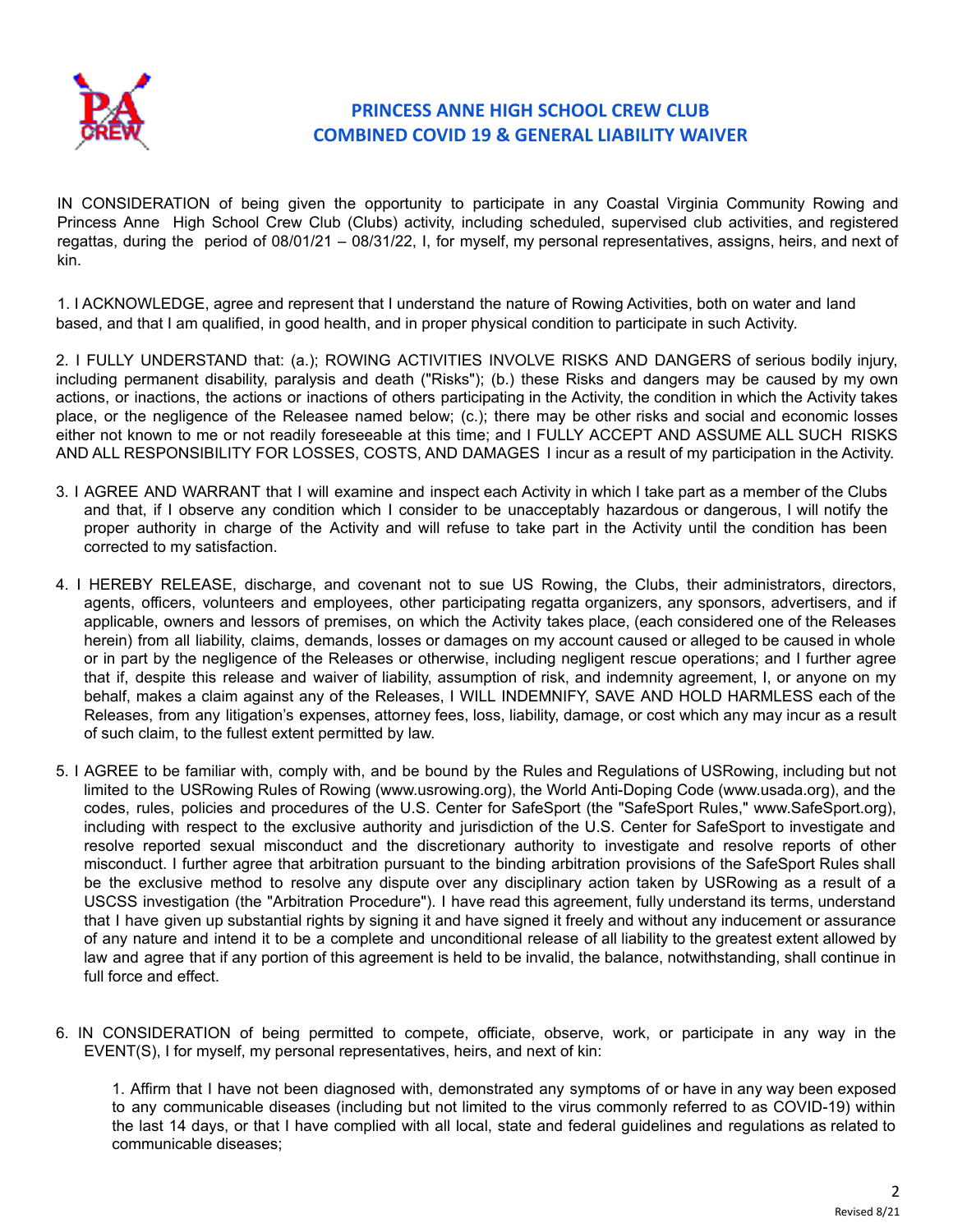# PRINCESS ANNE HIGH SCHOOL CREW CLUB
# COMBINED COVID 19 & GENERAL LIABILITY WAIVER

IN CONSIDERATION of being given the opportunity to participate in any Coastal Virginia Community Rowing and Princess Anne High School Crew Club (Clubs) activity, including scheduled, supervised club activities, and registered regattas, during the period of 08/01/21 – 08/31/22, I, for myself, my personal representatives, assigns, heirs, and next of kin.

1. I ACKNOWLEDGE, agree and represent that I understand the nature of Rowing Activities, both on water and land based, and that I am qualified, in good health, and in proper physical condition to participate in such Activity.

2. I FULLY UNDERSTAND that: (a.); ROWING ACTIVITIES INVOLVE RISKS AND DANGERS of serious bodily injury, including permanent disability, paralysis and death ("Risks"); (b.) these Risks and dangers may be caused by my own actions, or inactions, the actions or inactions of others participating in the Activity, the condition in which the Activity takes place, or the negligence of the Releasee named below; (c.); there may be other risks and social and economic losses either not known to me or not readily foreseeable at this time; and I FULLY ACCEPT AND ASSUME ALL SUCH RISKS AND ALL RESPONSIBILITY FOR LOSSES, COSTS, AND DAMAGES I incur as a result of my participation in the Activity.

3. I AGREE AND WARRANT that I will examine and inspect each Activity in which I take part as a member of the Clubs and that, if I observe any condition which I consider to be unacceptably hazardous or dangerous, I will notify the proper authority in charge of the Activity and will refuse to take part in the Activity until the condition has been corrected to my satisfaction.

4. I HEREBY RELEASE, discharge, and covenant not to sue US Rowing, the Clubs, their administrators, directors, agents, officers, volunteers and employees, other participating regatta organizers, any sponsors, advertisers, and if applicable, owners and lessors of premises, on which the Activity takes place, (each considered one of the Releases herein) from all liability, claims, demands, losses or damages on my account caused or alleged to be caused in whole or in part by the negligence of the Releases or otherwise, including negligent rescue operations; and I further agree that if, despite this release and waiver of liability, assumption of risk, and indemnity agreement, I, or anyone on my behalf, makes a claim against any of the Releases, I WILL INDEMNIFY, SAVE AND HOLD HARMLESS each of the Releases, from any litigation's expenses, attorney fees, loss, liability, damage, or cost which any may incur as a result of such claim, to the fullest extent permitted by law.

5. I AGREE to be familiar with, comply with, and be bound by the Rules and Regulations of USRowing, including but not limited to the USRowing Rules of Rowing (www.usrowing.org), the World Anti-Doping Code (www.usada.org), and the codes, rules, policies and procedures of the U.S. Center for SafeSport (the "SafeSport Rules," www.SafeSport.org), including with respect to the exclusive authority and jurisdiction of the U.S. Center for SafeSport to investigate and resolve reported sexual misconduct and the discretionary authority to investigate and resolve reports of other misconduct. I further agree that arbitration pursuant to the binding arbitration provisions of the SafeSport Rules shall be the exclusive method to resolve any dispute over any disciplinary action taken by USRowing as a result of a USCSS investigation (the "Arbitration Procedure"). I have read this agreement, fully understand its terms, understand that I have given up substantial rights by signing it and have signed it freely and without any inducement or assurance of any nature and intend it to be a complete and unconditional release of all liability to the greatest extent allowed by law and agree that if any portion of this agreement is held to be invalid, the balance, notwithstanding, shall continue in full force and effect.

6. IN CONSIDERATION of being permitted to compete, officiate, observe, work, or participate in any way in the EVENT(S), I for myself, my personal representatives, heirs, and next of kin:

   1. Affirm that I have not been diagnosed with, demonstrated any symptoms of or have in any way been exposed to any communicable diseases (including but not limited to the virus commonly referred to as COVID-19) within the last 14 days, or that I have complied with all local, state and federal guidelines and regulations as related to communicable diseases;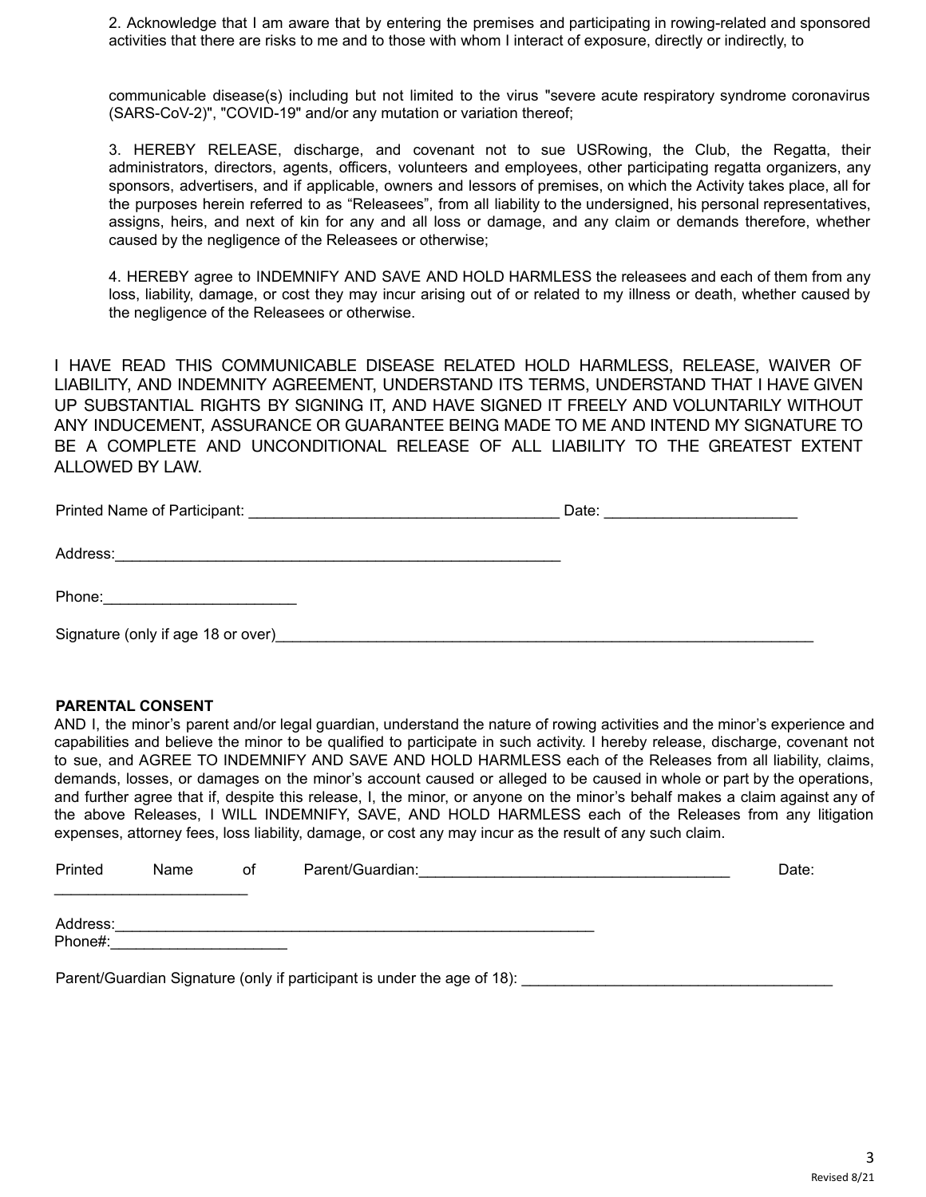2. Acknowledge that I am aware that by entering the premises and participating in rowing-related and sponsored activities that there are risks to me and to those with whom I interact of exposure, directly or indirectly, to

communicable disease(s) including but not limited to the virus "severe acute respiratory syndrome coronavirus (SARS-CoV-2)", "COVID-19" and/or any mutation or variation thereof;

3. HEREBY RELEASE, discharge, and covenant not to sue USRowing, the Club, the Regatta, their administrators, directors, agents, officers, volunteers and employees, other participating regatta organizers, any sponsors, advertisers, and if applicable, owners and lessors of premises, on which the Activity takes place, all for the purposes herein referred to as "Releasees", from all liability to the undersigned, his personal representatives, assigns, heirs, and next of kin for any and all loss or damage, and any claim or demands therefore, whether caused by the negligence of the Releasees or otherwise;

4. HEREBY agree to INDEMNIFY AND SAVE AND HOLD HARMLESS the releasees and each of them from any loss, liability, damage, or cost they may incur arising out of or related to my illness or death, whether caused by the negligence of the Releasees or otherwise.

I HAVE READ THIS COMMUNICABLE DISEASE RELATED HOLD HARMLESS, RELEASE, WAIVER OF LIABILITY, AND INDEMNITY AGREEMENT, UNDERSTAND ITS TERMS, UNDERSTAND THAT I HAVE GIVEN UP SUBSTANTIAL RIGHTS BY SIGNING IT, AND HAVE SIGNED IT FREELY AND VOLUNTARILY WITHOUT ANY INDUCEMENT, ASSURANCE OR GUARANTEE BEING MADE TO ME AND INTEND MY SIGNATURE TO BE A COMPLETE AND UNCONDITIONAL RELEASE OF ALL LIABILITY TO THE GREATEST EXTENT ALLOWED BY LAW.

Printed Name of Participant: ______________________________________ Date: _______________________

Address:______________________________________________________

Phone:_______________________

Signature (only if age 18 or over)_____________________________________________________________________

**PARENTAL CONSENT**

AND I, the minor's parent and/or legal guardian, understand the nature of rowing activities and the minor's experience and capabilities and believe the minor to be qualified to participate in such activity. I hereby release, discharge, covenant not to sue, and AGREE TO INDEMNIFY AND SAVE AND HOLD HARMLESS each of the Releases from all liability, claims, demands, losses, or damages on the minor's account caused or alleged to be caused in whole or part by the operations, and further agree that if, despite this release, I, the minor, or anyone on the minor's behalf makes a claim against any of the above Releases, I WILL INDEMNIFY, SAVE, AND HOLD HARMLESS each of the Releases from any litigation expenses, attorney fees, loss liability, damage, or cost any may incur as the result of any such claim.

Printed Name of Parent/Guardian:_____________________________________ Date: _______________________

Address:____________________________________________________________

Phone#:_____________________

Parent/Guardian Signature (only if participant is under the age of 18): _____________________________________

Revised 8/21